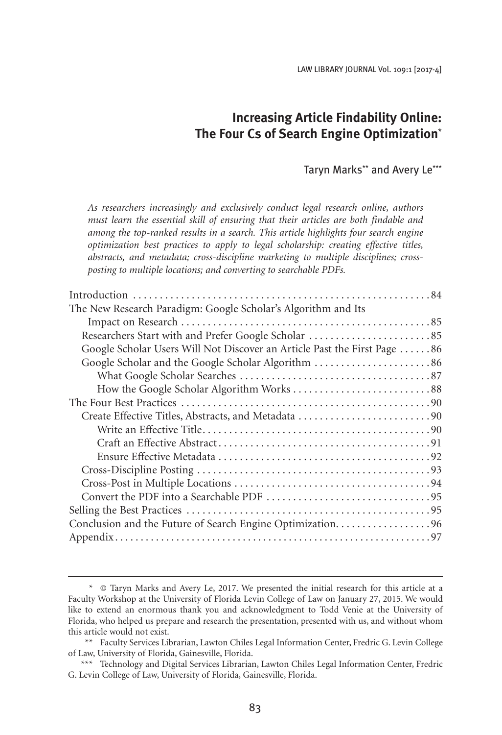# Increasing Article Findability Online: The Four Cs of Search Engine Optimization*

Taryn Marks** and Avery Le***

*As researchers increasingly and exclusively conduct legal research online, authors must learn the essential skill of ensuring that their articles are both findable and among the top-ranked results in a search. This article highlights four search engine optimization best practices to apply to legal scholarship: creating effective titles, abstracts, and metadata; cross-discipline marketing to multiple disciplines; cross-posting to multiple locations; and converting to searchable PDFs.*

| | |
|---|---|
| Introduction | 84 |
| The New Research Paradigm: Google Scholar's Algorithm and Its Impact on Research | 85 |
| Researchers Start with and Prefer Google Scholar | 85 |
| Google Scholar Users Will Not Discover an Article Past the First Page | 86 |
| Google Scholar and the Google Scholar Algorithm | 86 |
| What Google Scholar Searches | 87 |
| How the Google Scholar Algorithm Works | 88 |
| The Four Best Practices | 90 |
| Create Effective Titles, Abstracts, and Metadata | 90 |
| Write an Effective Title | 90 |
| Craft an Effective Abstract | 91 |
| Ensure Effective Metadata | 92 |
| Cross-Discipline Posting | 93 |
| Cross-Post in Multiple Locations | 94 |
| Convert the PDF into a Searchable PDF | 95 |
| Selling the Best Practices | 95 |
| Conclusion and the Future of Search Engine Optimization | 96 |
| Appendix | 97 |

\* © Taryn Marks and Avery Le, 2017. We presented the initial research for this article at a Faculty Workshop at the University of Florida Levin College of Law on January 27, 2015. We would like to extend an enormous thank you and acknowledgment to Todd Venie at the University of Florida, who helped us prepare and research the presentation, presented with us, and without whom this article would not exist.

\*\* Faculty Services Librarian, Lawton Chiles Legal Information Center, Fredric G. Levin College of Law, University of Florida, Gainesville, Florida.

\*\*\* Technology and Digital Services Librarian, Lawton Chiles Legal Information Center, Fredric G. Levin College of Law, University of Florida, Gainesville, Florida.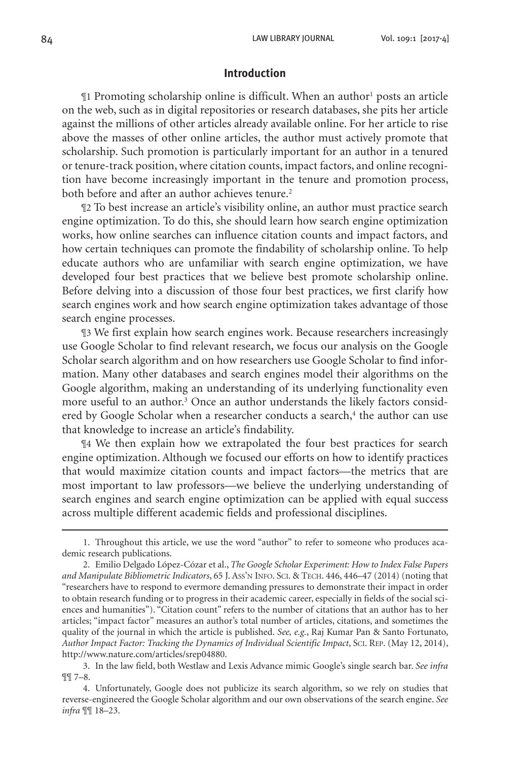## Introduction

¶1 Promoting scholarship online is difficult. When an author[1] posts an article on the web, such as in digital repositories or research databases, she pits her article against the millions of other articles already available online. For her article to rise above the masses of other online articles, the author must actively promote that scholarship. Such promotion is particularly important for an author in a tenured or tenure-track position, where citation counts, impact factors, and online recognition have become increasingly important in the tenure and promotion process, both before and after an author achieves tenure.[2]

¶2 To best increase an article's visibility online, an author must practice search engine optimization. To do this, she should learn how search engine optimization works, how online searches can influence citation counts and impact factors, and how certain techniques can promote the findability of scholarship online. To help educate authors who are unfamiliar with search engine optimization, we have developed four best practices that we believe best promote scholarship online. Before delving into a discussion of those four best practices, we first clarify how search engines work and how search engine optimization takes advantage of those search engine processes.

¶3 We first explain how search engines work. Because researchers increasingly use Google Scholar to find relevant research, we focus our analysis on the Google Scholar search algorithm and on how researchers use Google Scholar to find information. Many other databases and search engines model their algorithms on the Google algorithm, making an understanding of its underlying functionality even more useful to an author.[3] Once an author understands the likely factors considered by Google Scholar when a researcher conducts a search,[4] the author can use that knowledge to increase an article's findability.

¶4 We then explain how we extrapolated the four best practices for search engine optimization. Although we focused our efforts on how to identify practices that would maximize citation counts and impact factors—the metrics that are most important to law professors—we believe the underlying understanding of search engines and search engine optimization can be applied with equal success across multiple different academic fields and professional disciplines.

---

1. Throughout this article, we use the word "author" to refer to someone who produces academic research publications.

2. Emilio Delgado López-Cózar et al., *The Google Scholar Experiment: How to Index False Papers and Manipulate Bibliometric Indicators*, 65 J. Ass'n Info. Sci. & Tech. 446, 446–47 (2014) (noting that "researchers have to respond to evermore demanding pressures to demonstrate their impact in order to obtain research funding or to progress in their academic career, especially in fields of the social sciences and humanities"). "Citation count" refers to the number of citations that an author has to her articles; "impact factor" measures an author's total number of articles, citations, and sometimes the quality of the journal in which the article is published. *See, e.g.*, Raj Kumar Pan & Santo Fortunato, *Author Impact Factor: Tracking the Dynamics of Individual Scientific Impact*, Sci. Rep. (May 12, 2014), http://www.nature.com/articles/srep04880.

3. In the law field, both Westlaw and Lexis Advance mimic Google's single search bar. *See infra* ¶¶ 7–8.

4. Unfortunately, Google does not publicize its search algorithm, so we rely on studies that reverse-engineered the Google Scholar algorithm and our own observations of the search engine. *See infra* ¶¶ 18–23.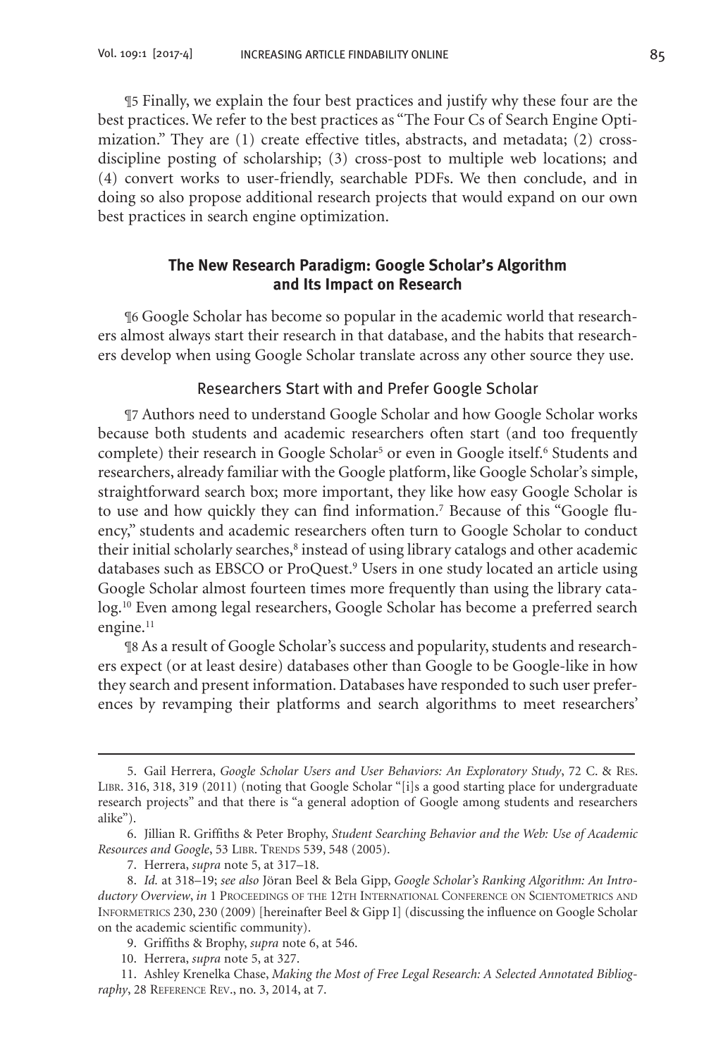¶5 Finally, we explain the four best practices and justify why these four are the best practices. We refer to the best practices as "The Four Cs of Search Engine Optimization." They are (1) create effective titles, abstracts, and metadata; (2) cross-discipline posting of scholarship; (3) cross-post to multiple web locations; and (4) convert works to user-friendly, searchable PDFs. We then conclude, and in doing so also propose additional research projects that would expand on our own best practices in search engine optimization.

## The New Research Paradigm: Google Scholar's Algorithm and Its Impact on Research

¶6 Google Scholar has become so popular in the academic world that researchers almost always start their research in that database, and the habits that researchers develop when using Google Scholar translate across any other source they use.

### Researchers Start with and Prefer Google Scholar

¶7 Authors need to understand Google Scholar and how Google Scholar works because both students and academic researchers often start (and too frequently complete) their research in Google Scholar[5] or even in Google itself.[6] Students and researchers, already familiar with the Google platform, like Google Scholar's simple, straightforward search box; more important, they like how easy Google Scholar is to use and how quickly they can find information.[7] Because of this "Google fluency," students and academic researchers often turn to Google Scholar to conduct their initial scholarly searches,[8] instead of using library catalogs and other academic databases such as EBSCO or ProQuest.[9] Users in one study located an article using Google Scholar almost fourteen times more frequently than using the library catalog.[10] Even among legal researchers, Google Scholar has become a preferred search engine.[11]

¶8 As a result of Google Scholar's success and popularity, students and researchers expect (or at least desire) databases other than Google to be Google-like in how they search and present information. Databases have responded to such user preferences by revamping their platforms and search algorithms to meet researchers'

---

5. Gail Herrera, *Google Scholar Users and User Behaviors: An Exploratory Study*, 72 C. & Res. Libr. 316, 318, 319 (2011) (noting that Google Scholar "[i]s a good starting place for undergraduate research projects" and that there is "a general adoption of Google among students and researchers alike").

6. Jillian R. Griffiths & Peter Brophy, *Student Searching Behavior and the Web: Use of Academic Resources and Google*, 53 Libr. Trends 539, 548 (2005).

7. Herrera, *supra* note 5, at 317–18.

8. *Id.* at 318–19; *see also* Jöran Beel & Bela Gipp, *Google Scholar's Ranking Algorithm: An Introductory Overview*, *in* 1 Proceedings of the 12th International Conference on Scientometrics and Informetrics 230, 230 (2009) [hereinafter Beel & Gipp I] (discussing the influence on Google Scholar on the academic scientific community).

9. Griffiths & Brophy, *supra* note 6, at 546.

10. Herrera, *supra* note 5, at 327.

11. Ashley Krenelka Chase, *Making the Most of Free Legal Research: A Selected Annotated Bibliography*, 28 Reference Rev., no. 3, 2014, at 7.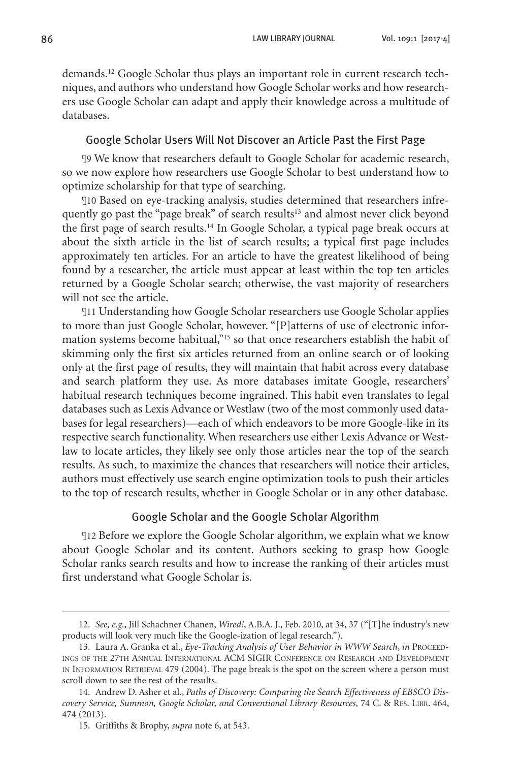demands.[12] Google Scholar thus plays an important role in current research techniques, and authors who understand how Google Scholar works and how researchers use Google Scholar can adapt and apply their knowledge across a multitude of databases.

## Google Scholar Users Will Not Discover an Article Past the First Page

¶9 We know that researchers default to Google Scholar for academic research, so we now explore how researchers use Google Scholar to best understand how to optimize scholarship for that type of searching.

¶10 Based on eye-tracking analysis, studies determined that researchers infrequently go past the "page break" of search results[13] and almost never click beyond the first page of search results.[14] In Google Scholar, a typical page break occurs at about the sixth article in the list of search results; a typical first page includes approximately ten articles. For an article to have the greatest likelihood of being found by a researcher, the article must appear at least within the top ten articles returned by a Google Scholar search; otherwise, the vast majority of researchers will not see the article.

¶11 Understanding how Google Scholar researchers use Google Scholar applies to more than just Google Scholar, however. "[P]atterns of use of electronic information systems become habitual,"[15] so that once researchers establish the habit of skimming only the first six articles returned from an online search or of looking only at the first page of results, they will maintain that habit across every database and search platform they use. As more databases imitate Google, researchers' habitual research techniques become ingrained. This habit even translates to legal databases such as Lexis Advance or Westlaw (two of the most commonly used databases for legal researchers)—each of which endeavors to be more Google-like in its respective search functionality. When researchers use either Lexis Advance or Westlaw to locate articles, they likely see only those articles near the top of the search results. As such, to maximize the chances that researchers will notice their articles, authors must effectively use search engine optimization tools to push their articles to the top of research results, whether in Google Scholar or in any other database.

## Google Scholar and the Google Scholar Algorithm

¶12 Before we explore the Google Scholar algorithm, we explain what we know about Google Scholar and its content. Authors seeking to grasp how Google Scholar ranks search results and how to increase the ranking of their articles must first understand what Google Scholar is.

---

12. *See, e.g.*, Jill Schachner Chanen, *Wired!*, A.B.A. J., Feb. 2010, at 34, 37 ("[T]he industry's new products will look very much like the Google-ization of legal research.").

13. Laura A. Granka et al., *Eye-Tracking Analysis of User Behavior in WWW Search*, *in* Proceedings of the 27th Annual International ACM SIGIR Conference on Research and Development in Information Retrieval 479 (2004). The page break is the spot on the screen where a person must scroll down to see the rest of the results.

14. Andrew D. Asher et al., *Paths of Discovery: Comparing the Search Effectiveness of EBSCO Discovery Service, Summon, Google Scholar, and Conventional Library Resources*, 74 C. & Res. Libr. 464, 474 (2013).

15. Griffiths & Brophy, *supra* note 6, at 543.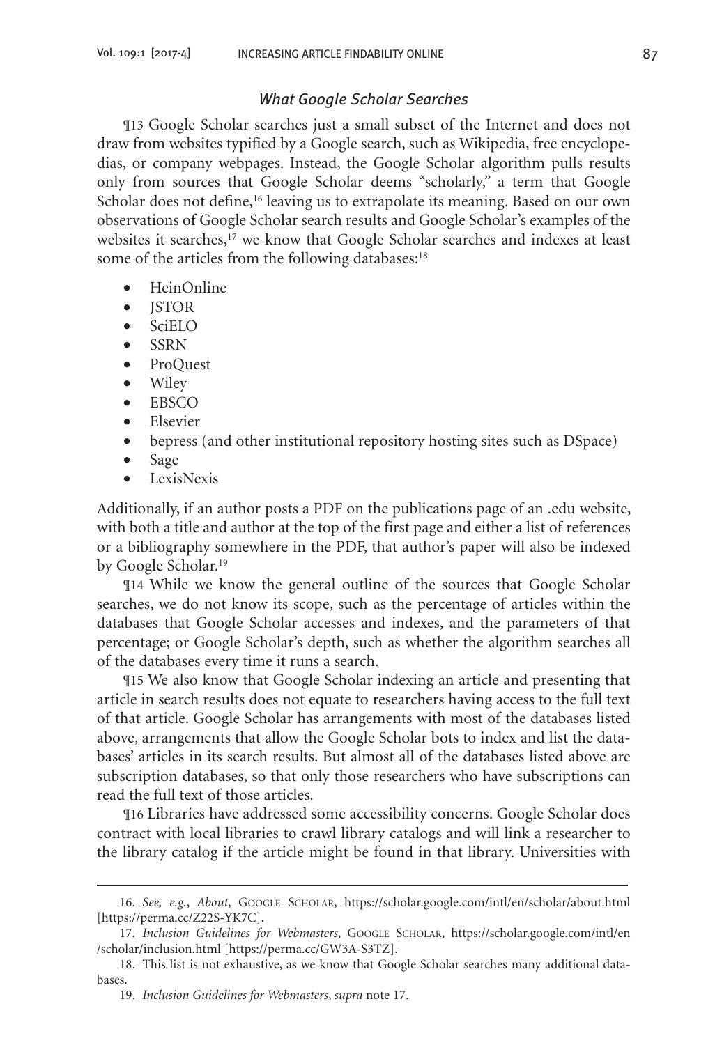### *What Google Scholar Searches*

¶13 Google Scholar searches just a small subset of the Internet and does not draw from websites typified by a Google search, such as Wikipedia, free encyclopedias, or company webpages. Instead, the Google Scholar algorithm pulls results only from sources that Google Scholar deems "scholarly," a term that Google Scholar does not define,[16] leaving us to extrapolate its meaning. Based on our own observations of Google Scholar search results and Google Scholar's examples of the websites it searches,[17] we know that Google Scholar searches and indexes at least some of the articles from the following databases:[18]

- HeinOnline
- JSTOR
- SciELO
- SSRN
- ProQuest
- Wiley
- EBSCO
- Elsevier
- bepress (and other institutional repository hosting sites such as DSpace)
- Sage
- LexisNexis

Additionally, if an author posts a PDF on the publications page of an .edu website, with both a title and author at the top of the first page and either a list of references or a bibliography somewhere in the PDF, that author's paper will also be indexed by Google Scholar.[19]

¶14 While we know the general outline of the sources that Google Scholar searches, we do not know its scope, such as the percentage of articles within the databases that Google Scholar accesses and indexes, and the parameters of that percentage; or Google Scholar's depth, such as whether the algorithm searches all of the databases every time it runs a search.

¶15 We also know that Google Scholar indexing an article and presenting that article in search results does not equate to researchers having access to the full text of that article. Google Scholar has arrangements with most of the databases listed above, arrangements that allow the Google Scholar bots to index and list the databases' articles in its search results. But almost all of the databases listed above are subscription databases, so that only those researchers who have subscriptions can read the full text of those articles.

¶16 Libraries have addressed some accessibility concerns. Google Scholar does contract with local libraries to crawl library catalogs and will link a researcher to the library catalog if the article might be found in that library. Universities with

---

16. *See, e.g.*, *About*, Google Scholar, https://scholar.google.com/intl/en/scholar/about.html [https://perma.cc/Z22S-YK7C].

17. *Inclusion Guidelines for Webmasters*, Google Scholar, https://scholar.google.com/intl/en/scholar/inclusion.html [https://perma.cc/GW3A-S3TZ].

18. This list is not exhaustive, as we know that Google Scholar searches many additional databases.

19. *Inclusion Guidelines for Webmasters*, *supra* note 17.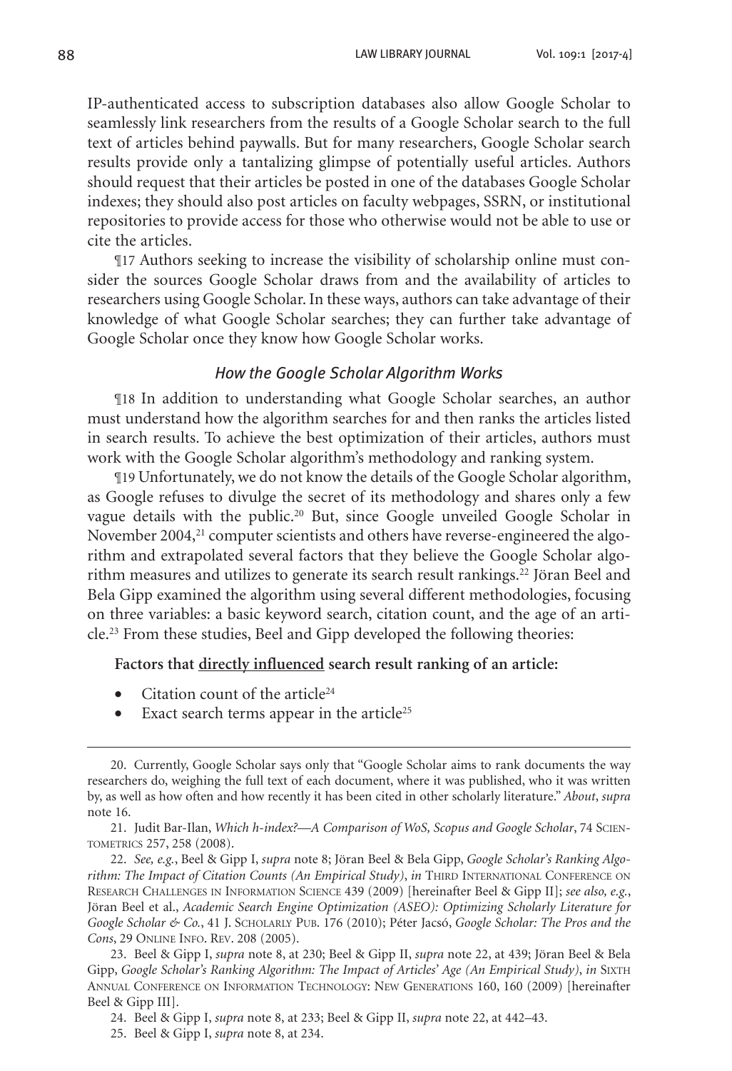IP-authenticated access to subscription databases also allow Google Scholar to seamlessly link researchers from the results of a Google Scholar search to the full text of articles behind paywalls. But for many researchers, Google Scholar search results provide only a tantalizing glimpse of potentially useful articles. Authors should request that their articles be posted in one of the databases Google Scholar indexes; they should also post articles on faculty webpages, SSRN, or institutional repositories to provide access for those who otherwise would not be able to use or cite the articles.

¶17 Authors seeking to increase the visibility of scholarship online must consider the sources Google Scholar draws from and the availability of articles to researchers using Google Scholar. In these ways, authors can take advantage of their knowledge of what Google Scholar searches; they can further take advantage of Google Scholar once they know how Google Scholar works.

### *How the Google Scholar Algorithm Works*

¶18 In addition to understanding what Google Scholar searches, an author must understand how the algorithm searches for and then ranks the articles listed in search results. To achieve the best optimization of their articles, authors must work with the Google Scholar algorithm's methodology and ranking system.

¶19 Unfortunately, we do not know the details of the Google Scholar algorithm, as Google refuses to divulge the secret of its methodology and shares only a few vague details with the public.[20] But, since Google unveiled Google Scholar in November 2004,[21] computer scientists and others have reverse-engineered the algorithm and extrapolated several factors that they believe the Google Scholar algorithm measures and utilizes to generate its search result rankings.[22] Jöran Beel and Bela Gipp examined the algorithm using several different methodologies, focusing on three variables: a basic keyword search, citation count, and the age of an article.[23] From these studies, Beel and Gipp developed the following theories:

**Factors that <u>directly influenced</u> search result ranking of an article:**

- Citation count of the article[24]
- Exact search terms appear in the article[25]

---

20. Currently, Google Scholar says only that "Google Scholar aims to rank documents the way researchers do, weighing the full text of each document, where it was published, who it was written by, as well as how often and how recently it has been cited in other scholarly literature." *About*, *supra* note 16.

21. Judit Bar-Ilan, *Which h-index?—A Comparison of WoS, Scopus and Google Scholar*, 74 Scientometrics 257, 258 (2008).

22. *See, e.g.*, Beel & Gipp I, *supra* note 8; Jöran Beel & Bela Gipp, *Google Scholar's Ranking Algorithm: The Impact of Citation Counts (An Empirical Study)*, *in* Third International Conference on Research Challenges in Information Science 439 (2009) [hereinafter Beel & Gipp II]; *see also, e.g.*, Jöran Beel et al., *Academic Search Engine Optimization (ASEO): Optimizing Scholarly Literature for Google Scholar & Co.*, 41 J. Scholarly Pub. 176 (2010); Péter Jacsó, *Google Scholar: The Pros and the Cons*, 29 Online Info. Rev. 208 (2005).

23. Beel & Gipp I, *supra* note 8, at 230; Beel & Gipp II, *supra* note 22, at 439; Jöran Beel & Bela Gipp, *Google Scholar's Ranking Algorithm: The Impact of Articles' Age (An Empirical Study)*, *in* Sixth Annual Conference on Information Technology: New Generations 160, 160 (2009) [hereinafter Beel & Gipp III].

24. Beel & Gipp I, *supra* note 8, at 233; Beel & Gipp II, *supra* note 22, at 442–43.

25. Beel & Gipp I, *supra* note 8, at 234.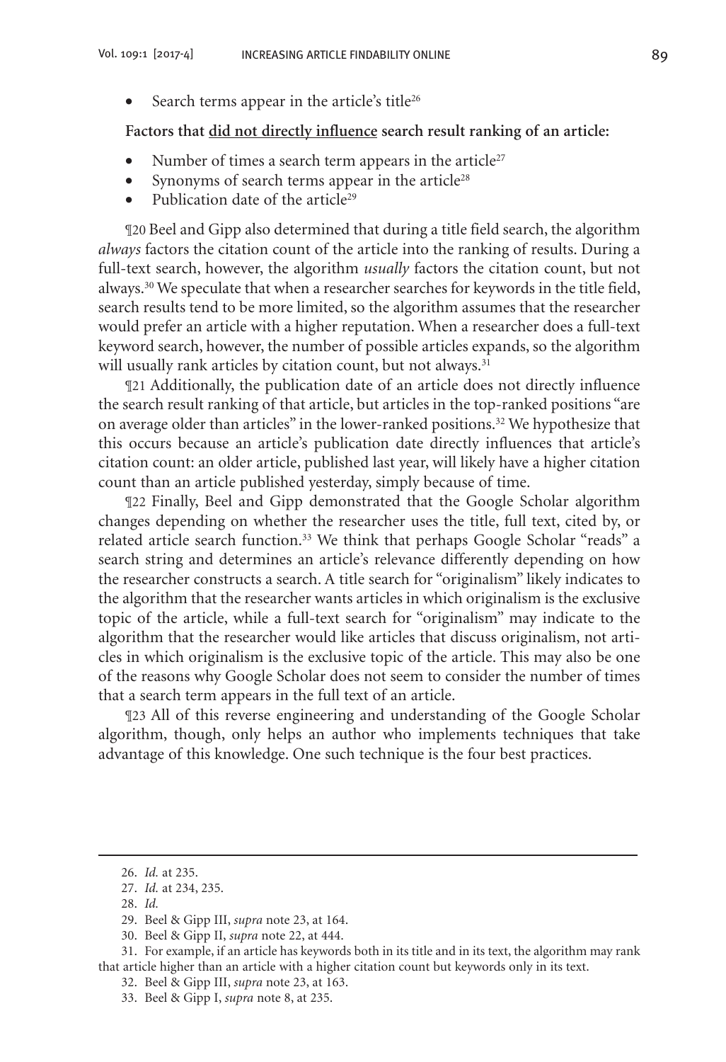- Search terms appear in the article's title[26]

**Factors that <u>did not directly influence</u> search result ranking of an article:**

- Number of times a search term appears in the article[27]
- Synonyms of search terms appear in the article[28]
- Publication date of the article[29]

¶20 Beel and Gipp also determined that during a title field search, the algorithm *always* factors the citation count of the article into the ranking of results. During a full-text search, however, the algorithm *usually* factors the citation count, but not always.[30] We speculate that when a researcher searches for keywords in the title field, search results tend to be more limited, so the algorithm assumes that the researcher would prefer an article with a higher reputation. When a researcher does a full-text keyword search, however, the number of possible articles expands, so the algorithm will usually rank articles by citation count, but not always.[31]

¶21 Additionally, the publication date of an article does not directly influence the search result ranking of that article, but articles in the top-ranked positions "are on average older than articles" in the lower-ranked positions.[32] We hypothesize that this occurs because an article's publication date directly influences that article's citation count: an older article, published last year, will likely have a higher citation count than an article published yesterday, simply because of time.

¶22 Finally, Beel and Gipp demonstrated that the Google Scholar algorithm changes depending on whether the researcher uses the title, full text, cited by, or related article search function.[33] We think that perhaps Google Scholar "reads" a search string and determines an article's relevance differently depending on how the researcher constructs a search. A title search for "originalism" likely indicates to the algorithm that the researcher wants articles in which originalism is the exclusive topic of the article, while a full-text search for "originalism" may indicate to the algorithm that the researcher would like articles that discuss originalism, not articles in which originalism is the exclusive topic of the article. This may also be one of the reasons why Google Scholar does not seem to consider the number of times that a search term appears in the full text of an article.

¶23 All of this reverse engineering and understanding of the Google Scholar algorithm, though, only helps an author who implements techniques that take advantage of this knowledge. One such technique is the four best practices.

---

26. *Id.* at 235.

27. *Id.* at 234, 235.

28. *Id.*

29. Beel & Gipp III, *supra* note 23, at 164.

30. Beel & Gipp II, *supra* note 22, at 444.

31. For example, if an article has keywords both in its title and in its text, the algorithm may rank that article higher than an article with a higher citation count but keywords only in its text.

32. Beel & Gipp III, *supra* note 23, at 163.

33. Beel & Gipp I, *supra* note 8, at 235.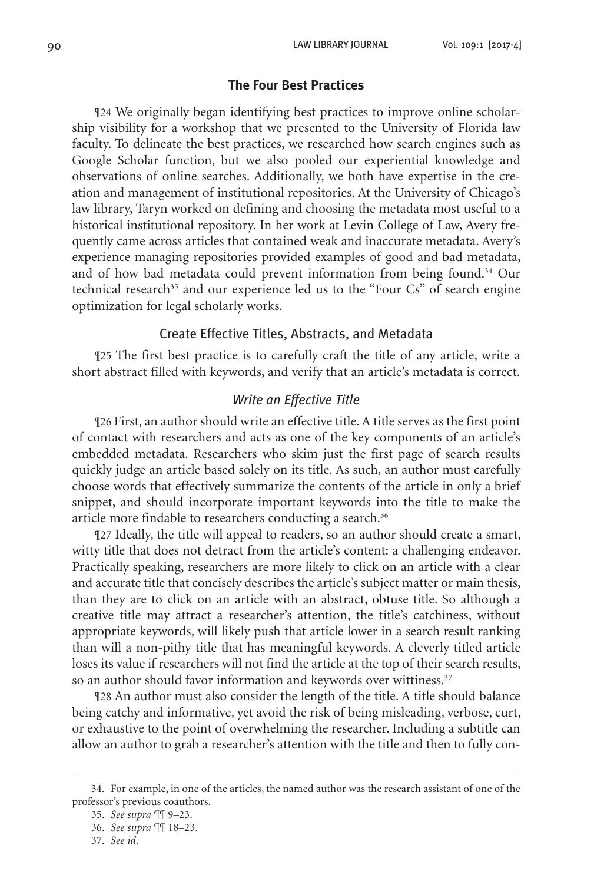## The Four Best Practices

¶24 We originally began identifying best practices to improve online scholarship visibility for a workshop that we presented to the University of Florida law faculty. To delineate the best practices, we researched how search engines such as Google Scholar function, but we also pooled our experiential knowledge and observations of online searches. Additionally, we both have expertise in the creation and management of institutional repositories. At the University of Chicago's law library, Taryn worked on defining and choosing the metadata most useful to a historical institutional repository. In her work at Levin College of Law, Avery frequently came across articles that contained weak and inaccurate metadata. Avery's experience managing repositories provided examples of good and bad metadata, and of how bad metadata could prevent information from being found.[34] Our technical research[35] and our experience led us to the "Four Cs" of search engine optimization for legal scholarly works.

### Create Effective Titles, Abstracts, and Metadata

¶25 The first best practice is to carefully craft the title of any article, write a short abstract filled with keywords, and verify that an article's metadata is correct.

#### *Write an Effective Title*

¶26 First, an author should write an effective title. A title serves as the first point of contact with researchers and acts as one of the key components of an article's embedded metadata. Researchers who skim just the first page of search results quickly judge an article based solely on its title. As such, an author must carefully choose words that effectively summarize the contents of the article in only a brief snippet, and should incorporate important keywords into the title to make the article more findable to researchers conducting a search.[36]

¶27 Ideally, the title will appeal to readers, so an author should create a smart, witty title that does not detract from the article's content: a challenging endeavor. Practically speaking, researchers are more likely to click on an article with a clear and accurate title that concisely describes the article's subject matter or main thesis, than they are to click on an article with an abstract, obtuse title. So although a creative title may attract a researcher's attention, the title's catchiness, without appropriate keywords, will likely push that article lower in a search result ranking than will a non-pithy title that has meaningful keywords. A cleverly titled article loses its value if researchers will not find the article at the top of their search results, so an author should favor information and keywords over wittiness.[37]

¶28 An author must also consider the length of the title. A title should balance being catchy and informative, yet avoid the risk of being misleading, verbose, curt, or exhaustive to the point of overwhelming the researcher. Including a subtitle can allow an author to grab a researcher's attention with the title and then to fully con-

---

34. For example, in one of the articles, the named author was the research assistant of one of the professor's previous coauthors.

35. *See supra* ¶¶ 9–23.

36. *See supra* ¶¶ 18–23.

37. *See id.*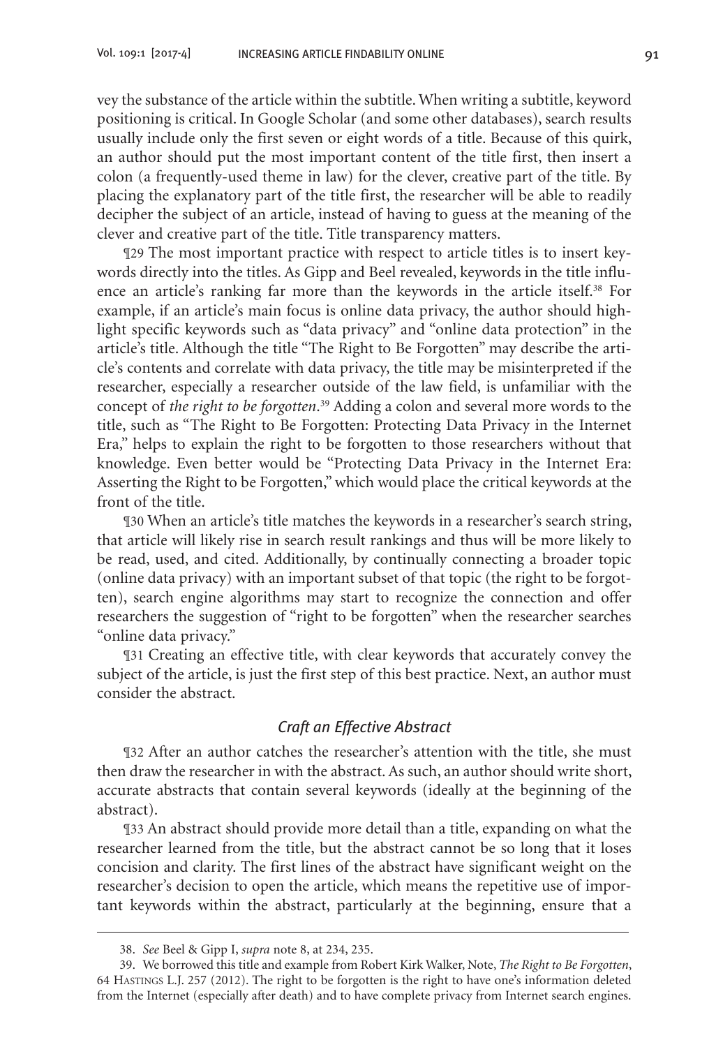vey the substance of the article within the subtitle. When writing a subtitle, keyword positioning is critical. In Google Scholar (and some other databases), search results usually include only the first seven or eight words of a title. Because of this quirk, an author should put the most important content of the title first, then insert a colon (a frequently-used theme in law) for the clever, creative part of the title. By placing the explanatory part of the title first, the researcher will be able to readily decipher the subject of an article, instead of having to guess at the meaning of the clever and creative part of the title. Title transparency matters.

¶29 The most important practice with respect to article titles is to insert keywords directly into the titles. As Gipp and Beel revealed, keywords in the title influence an article's ranking far more than the keywords in the article itself.[38] For example, if an article's main focus is online data privacy, the author should highlight specific keywords such as "data privacy" and "online data protection" in the article's title. Although the title "The Right to Be Forgotten" may describe the article's contents and correlate with data privacy, the title may be misinterpreted if the researcher, especially a researcher outside of the law field, is unfamiliar with the concept of *the right to be forgotten*.[39] Adding a colon and several more words to the title, such as "The Right to Be Forgotten: Protecting Data Privacy in the Internet Era," helps to explain the right to be forgotten to those researchers without that knowledge. Even better would be "Protecting Data Privacy in the Internet Era: Asserting the Right to be Forgotten," which would place the critical keywords at the front of the title.

¶30 When an article's title matches the keywords in a researcher's search string, that article will likely rise in search result rankings and thus will be more likely to be read, used, and cited. Additionally, by continually connecting a broader topic (online data privacy) with an important subset of that topic (the right to be forgotten), search engine algorithms may start to recognize the connection and offer researchers the suggestion of "right to be forgotten" when the researcher searches "online data privacy."

¶31 Creating an effective title, with clear keywords that accurately convey the subject of the article, is just the first step of this best practice. Next, an author must consider the abstract.

### *Craft an Effective Abstract*

¶32 After an author catches the researcher's attention with the title, she must then draw the researcher in with the abstract. As such, an author should write short, accurate abstracts that contain several keywords (ideally at the beginning of the abstract).

¶33 An abstract should provide more detail than a title, expanding on what the researcher learned from the title, but the abstract cannot be so long that it loses concision and clarity. The first lines of the abstract have significant weight on the researcher's decision to open the article, which means the repetitive use of important keywords within the abstract, particularly at the beginning, ensure that a

---

38. *See* Beel & Gipp I, *supra* note 8, at 234, 235.

39. We borrowed this title and example from Robert Kirk Walker, Note, *The Right to Be Forgotten*, 64 Hastings L.J. 257 (2012). The right to be forgotten is the right to have one's information deleted from the Internet (especially after death) and to have complete privacy from Internet search engines.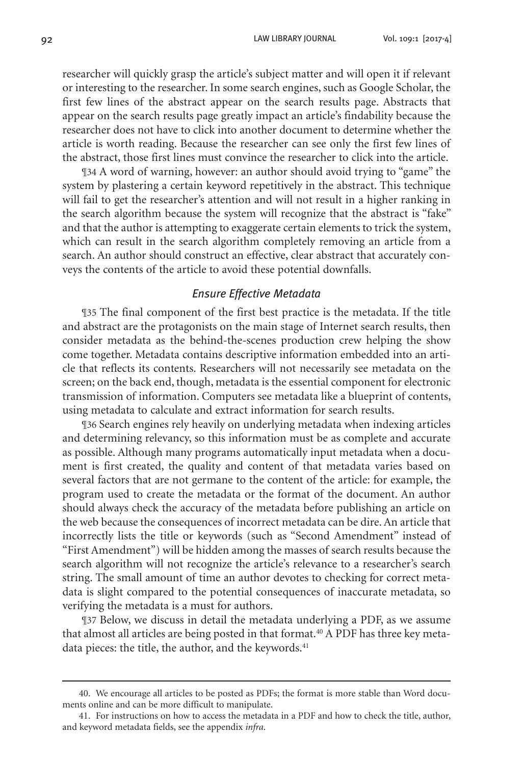researcher will quickly grasp the article's subject matter and will open it if relevant or interesting to the researcher. In some search engines, such as Google Scholar, the first few lines of the abstract appear on the search results page. Abstracts that appear on the search results page greatly impact an article's findability because the researcher does not have to click into another document to determine whether the article is worth reading. Because the researcher can see only the first few lines of the abstract, those first lines must convince the researcher to click into the article.

¶34 A word of warning, however: an author should avoid trying to "game" the system by plastering a certain keyword repetitively in the abstract. This technique will fail to get the researcher's attention and will not result in a higher ranking in the search algorithm because the system will recognize that the abstract is "fake" and that the author is attempting to exaggerate certain elements to trick the system, which can result in the search algorithm completely removing an article from a search. An author should construct an effective, clear abstract that accurately conveys the contents of the article to avoid these potential downfalls.

### *Ensure Effective Metadata*

¶35 The final component of the first best practice is the metadata. If the title and abstract are the protagonists on the main stage of Internet search results, then consider metadata as the behind-the-scenes production crew helping the show come together. Metadata contains descriptive information embedded into an article that reflects its contents. Researchers will not necessarily see metadata on the screen; on the back end, though, metadata is the essential component for electronic transmission of information. Computers see metadata like a blueprint of contents, using metadata to calculate and extract information for search results.

¶36 Search engines rely heavily on underlying metadata when indexing articles and determining relevancy, so this information must be as complete and accurate as possible. Although many programs automatically input metadata when a document is first created, the quality and content of that metadata varies based on several factors that are not germane to the content of the article: for example, the program used to create the metadata or the format of the document. An author should always check the accuracy of the metadata before publishing an article on the web because the consequences of incorrect metadata can be dire. An article that incorrectly lists the title or keywords (such as "Second Amendment" instead of "First Amendment") will be hidden among the masses of search results because the search algorithm will not recognize the article's relevance to a researcher's search string. The small amount of time an author devotes to checking for correct metadata is slight compared to the potential consequences of inaccurate metadata, so verifying the metadata is a must for authors.

¶37 Below, we discuss in detail the metadata underlying a PDF, as we assume that almost all articles are being posted in that format.[40] A PDF has three key metadata pieces: the title, the author, and the keywords.[41]

---

40. We encourage all articles to be posted as PDFs; the format is more stable than Word documents online and can be more difficult to manipulate.

41. For instructions on how to access the metadata in a PDF and how to check the title, author, and keyword metadata fields, see the appendix *infra*.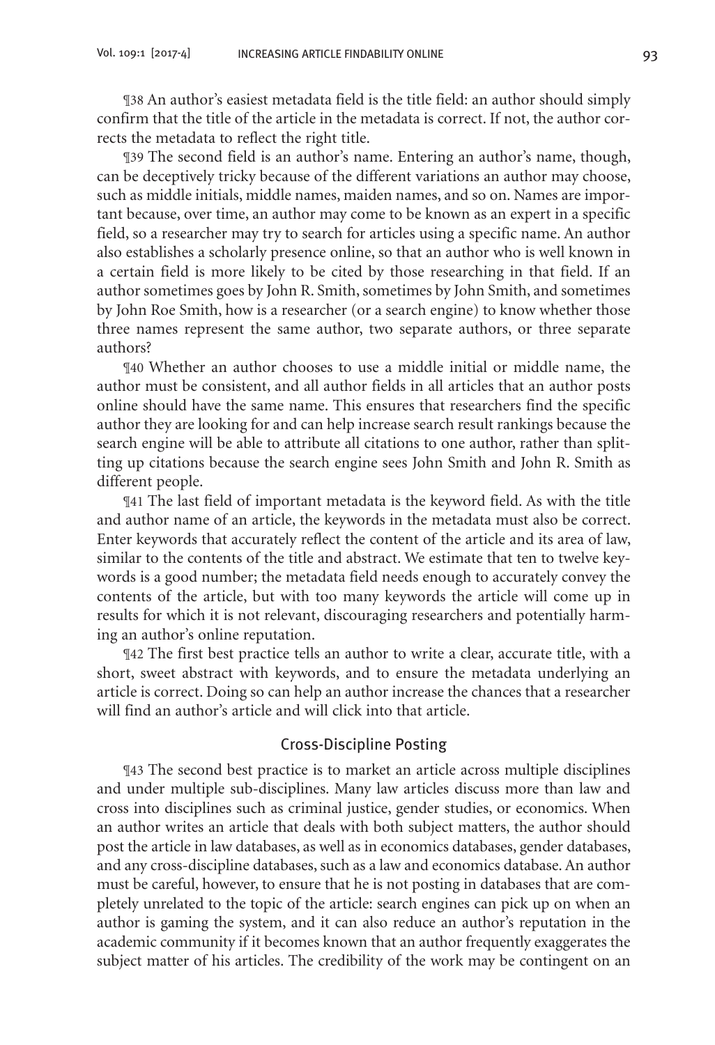¶38 An author's easiest metadata field is the title field: an author should simply confirm that the title of the article in the metadata is correct. If not, the author corrects the metadata to reflect the right title.

¶39 The second field is an author's name. Entering an author's name, though, can be deceptively tricky because of the different variations an author may choose, such as middle initials, middle names, maiden names, and so on. Names are important because, over time, an author may come to be known as an expert in a specific field, so a researcher may try to search for articles using a specific name. An author also establishes a scholarly presence online, so that an author who is well known in a certain field is more likely to be cited by those researching in that field. If an author sometimes goes by John R. Smith, sometimes by John Smith, and sometimes by John Roe Smith, how is a researcher (or a search engine) to know whether those three names represent the same author, two separate authors, or three separate authors?

¶40 Whether an author chooses to use a middle initial or middle name, the author must be consistent, and all author fields in all articles that an author posts online should have the same name. This ensures that researchers find the specific author they are looking for and can help increase search result rankings because the search engine will be able to attribute all citations to one author, rather than splitting up citations because the search engine sees John Smith and John R. Smith as different people.

¶41 The last field of important metadata is the keyword field. As with the title and author name of an article, the keywords in the metadata must also be correct. Enter keywords that accurately reflect the content of the article and its area of law, similar to the contents of the title and abstract. We estimate that ten to twelve keywords is a good number; the metadata field needs enough to accurately convey the contents of the article, but with too many keywords the article will come up in results for which it is not relevant, discouraging researchers and potentially harming an author's online reputation.

¶42 The first best practice tells an author to write a clear, accurate title, with a short, sweet abstract with keywords, and to ensure the metadata underlying an article is correct. Doing so can help an author increase the chances that a researcher will find an author's article and will click into that article.

### Cross-Discipline Posting

¶43 The second best practice is to market an article across multiple disciplines and under multiple sub-disciplines. Many law articles discuss more than law and cross into disciplines such as criminal justice, gender studies, or economics. When an author writes an article that deals with both subject matters, the author should post the article in law databases, as well as in economics databases, gender databases, and any cross-discipline databases, such as a law and economics database. An author must be careful, however, to ensure that he is not posting in databases that are completely unrelated to the topic of the article: search engines can pick up on when an author is gaming the system, and it can also reduce an author's reputation in the academic community if it becomes known that an author frequently exaggerates the subject matter of his articles. The credibility of the work may be contingent on an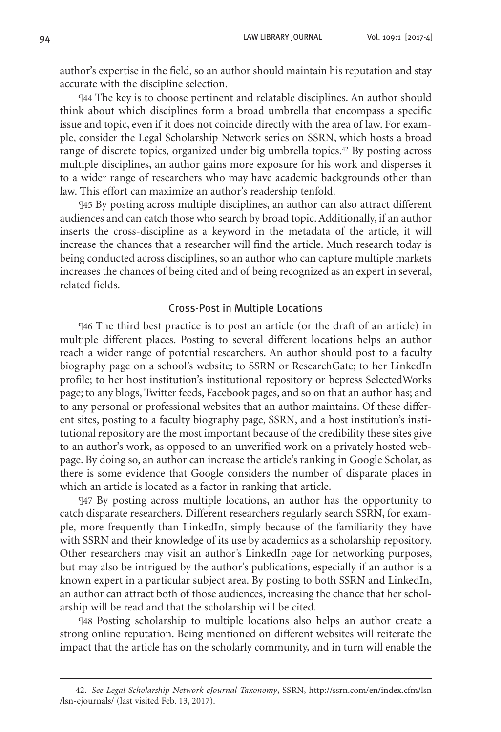author's expertise in the field, so an author should maintain his reputation and stay accurate with the discipline selection.

¶44 The key is to choose pertinent and relatable disciplines. An author should think about which disciplines form a broad umbrella that encompass a specific issue and topic, even if it does not coincide directly with the area of law. For example, consider the Legal Scholarship Network series on SSRN, which hosts a broad range of discrete topics, organized under big umbrella topics.[42] By posting across multiple disciplines, an author gains more exposure for his work and disperses it to a wider range of researchers who may have academic backgrounds other than law. This effort can maximize an author's readership tenfold.

¶45 By posting across multiple disciplines, an author can also attract different audiences and can catch those who search by broad topic. Additionally, if an author inserts the cross-discipline as a keyword in the metadata of the article, it will increase the chances that a researcher will find the article. Much research today is being conducted across disciplines, so an author who can capture multiple markets increases the chances of being cited and of being recognized as an expert in several, related fields.

## Cross-Post in Multiple Locations

¶46 The third best practice is to post an article (or the draft of an article) in multiple different places. Posting to several different locations helps an author reach a wider range of potential researchers. An author should post to a faculty biography page on a school's website; to SSRN or ResearchGate; to her LinkedIn profile; to her host institution's institutional repository or bepress SelectedWorks page; to any blogs, Twitter feeds, Facebook pages, and so on that an author has; and to any personal or professional websites that an author maintains. Of these different sites, posting to a faculty biography page, SSRN, and a host institution's institutional repository are the most important because of the credibility these sites give to an author's work, as opposed to an unverified work on a privately hosted webpage. By doing so, an author can increase the article's ranking in Google Scholar, as there is some evidence that Google considers the number of disparate places in which an article is located as a factor in ranking that article.

¶47 By posting across multiple locations, an author has the opportunity to catch disparate researchers. Different researchers regularly search SSRN, for example, more frequently than LinkedIn, simply because of the familiarity they have with SSRN and their knowledge of its use by academics as a scholarship repository. Other researchers may visit an author's LinkedIn page for networking purposes, but may also be intrigued by the author's publications, especially if an author is a known expert in a particular subject area. By posting to both SSRN and LinkedIn, an author can attract both of those audiences, increasing the chance that her scholarship will be read and that the scholarship will be cited.

¶48 Posting scholarship to multiple locations also helps an author create a strong online reputation. Being mentioned on different websites will reiterate the impact that the article has on the scholarly community, and in turn will enable the

---

42. *See Legal Scholarship Network eJournal Taxonomy*, SSRN, http://ssrn.com/en/index.cfm/lsn/lsn-ejournals/ (last visited Feb. 13, 2017).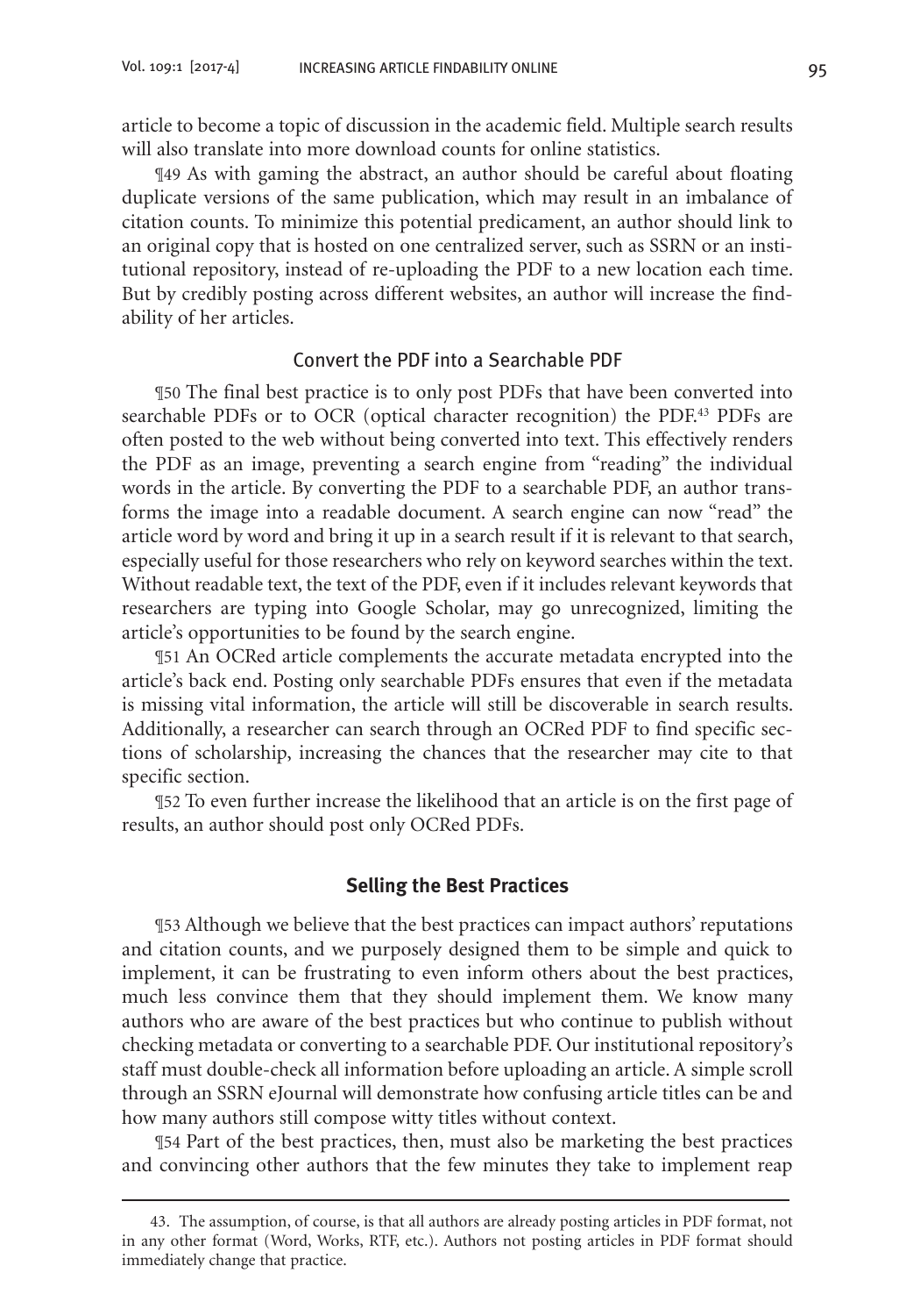article to become a topic of discussion in the academic field. Multiple search results will also translate into more download counts for online statistics.

¶49 As with gaming the abstract, an author should be careful about floating duplicate versions of the same publication, which may result in an imbalance of citation counts. To minimize this potential predicament, an author should link to an original copy that is hosted on one centralized server, such as SSRN or an institutional repository, instead of re-uploading the PDF to a new location each time. But by credibly posting across different websites, an author will increase the findability of her articles.

### Convert the PDF into a Searchable PDF

¶50 The final best practice is to only post PDFs that have been converted into searchable PDFs or to OCR (optical character recognition) the PDF.[43] PDFs are often posted to the web without being converted into text. This effectively renders the PDF as an image, preventing a search engine from "reading" the individual words in the article. By converting the PDF to a searchable PDF, an author transforms the image into a readable document. A search engine can now "read" the article word by word and bring it up in a search result if it is relevant to that search, especially useful for those researchers who rely on keyword searches within the text. Without readable text, the text of the PDF, even if it includes relevant keywords that researchers are typing into Google Scholar, may go unrecognized, limiting the article's opportunities to be found by the search engine.

¶51 An OCRed article complements the accurate metadata encrypted into the article's back end. Posting only searchable PDFs ensures that even if the metadata is missing vital information, the article will still be discoverable in search results. Additionally, a researcher can search through an OCRed PDF to find specific sections of scholarship, increasing the chances that the researcher may cite to that specific section.

¶52 To even further increase the likelihood that an article is on the first page of results, an author should post only OCRed PDFs.

## Selling the Best Practices

¶53 Although we believe that the best practices can impact authors' reputations and citation counts, and we purposely designed them to be simple and quick to implement, it can be frustrating to even inform others about the best practices, much less convince them that they should implement them. We know many authors who are aware of the best practices but who continue to publish without checking metadata or converting to a searchable PDF. Our institutional repository's staff must double-check all information before uploading an article. A simple scroll through an SSRN eJournal will demonstrate how confusing article titles can be and how many authors still compose witty titles without context.

¶54 Part of the best practices, then, must also be marketing the best practices and convincing other authors that the few minutes they take to implement reap

---

43. The assumption, of course, is that all authors are already posting articles in PDF format, not in any other format (Word, Works, RTF, etc.). Authors not posting articles in PDF format should immediately change that practice.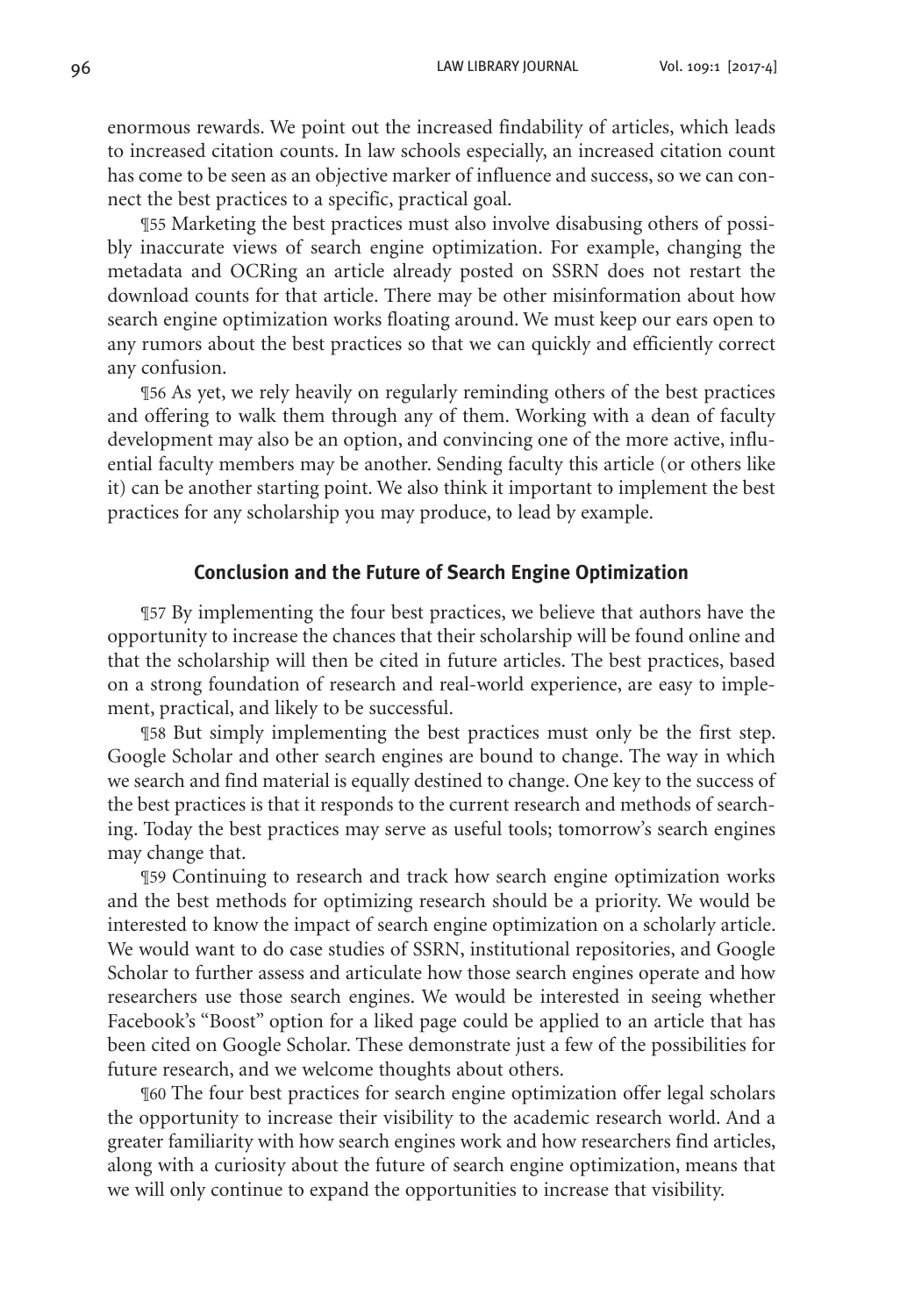enormous rewards. We point out the increased findability of articles, which leads to increased citation counts. In law schools especially, an increased citation count has come to be seen as an objective marker of influence and success, so we can connect the best practices to a specific, practical goal.

¶55 Marketing the best practices must also involve disabusing others of possibly inaccurate views of search engine optimization. For example, changing the metadata and OCRing an article already posted on SSRN does not restart the download counts for that article. There may be other misinformation about how search engine optimization works floating around. We must keep our ears open to any rumors about the best practices so that we can quickly and efficiently correct any confusion.

¶56 As yet, we rely heavily on regularly reminding others of the best practices and offering to walk them through any of them. Working with a dean of faculty development may also be an option, and convincing one of the more active, influential faculty members may be another. Sending faculty this article (or others like it) can be another starting point. We also think it important to implement the best practices for any scholarship you may produce, to lead by example.

## Conclusion and the Future of Search Engine Optimization

¶57 By implementing the four best practices, we believe that authors have the opportunity to increase the chances that their scholarship will be found online and that the scholarship will then be cited in future articles. The best practices, based on a strong foundation of research and real-world experience, are easy to implement, practical, and likely to be successful.

¶58 But simply implementing the best practices must only be the first step. Google Scholar and other search engines are bound to change. The way in which we search and find material is equally destined to change. One key to the success of the best practices is that it responds to the current research and methods of searching. Today the best practices may serve as useful tools; tomorrow's search engines may change that.

¶59 Continuing to research and track how search engine optimization works and the best methods for optimizing research should be a priority. We would be interested to know the impact of search engine optimization on a scholarly article. We would want to do case studies of SSRN, institutional repositories, and Google Scholar to further assess and articulate how those search engines operate and how researchers use those search engines. We would be interested in seeing whether Facebook's "Boost" option for a liked page could be applied to an article that has been cited on Google Scholar. These demonstrate just a few of the possibilities for future research, and we welcome thoughts about others.

¶60 The four best practices for search engine optimization offer legal scholars the opportunity to increase their visibility to the academic research world. And a greater familiarity with how search engines work and how researchers find articles, along with a curiosity about the future of search engine optimization, means that we will only continue to expand the opportunities to increase that visibility.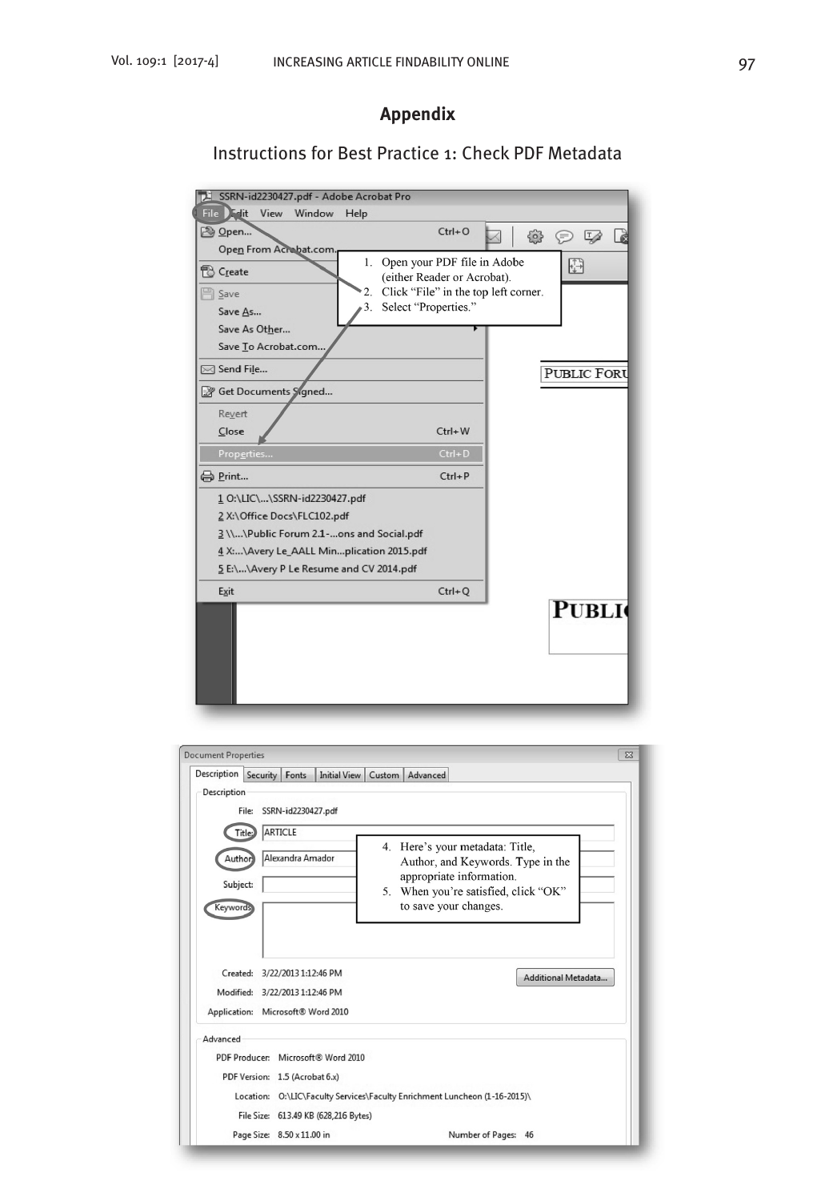## Appendix

### Instructions for Best Practice 1: Check PDF Metadata

1. Open your PDF file in Adobe (either Reader or Acrobat).
2. Click "File" in the top left corner.
3. Select "Properties."

4. Here's your metadata: Title, Author, and Keywords. Type in the appropriate information.
5. When you're satisfied, click "OK" to save your changes.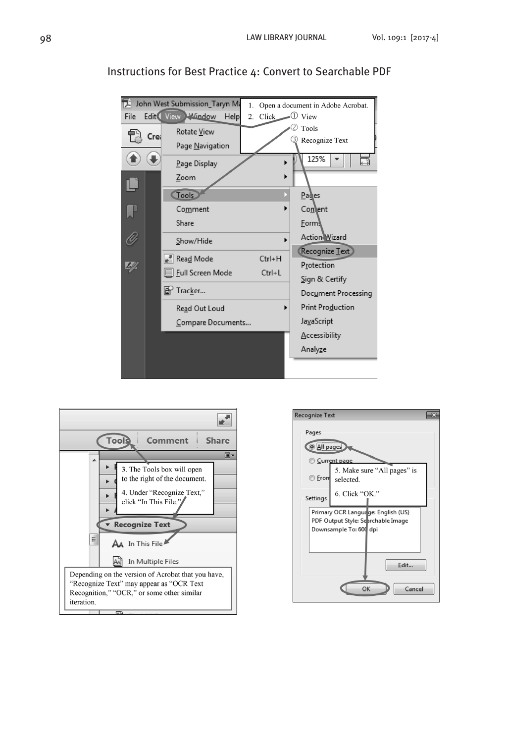## Instructions for Best Practice 4: Convert to Searchable PDF

1. Open a document in Adobe Acrobat.
2. Click ① View
   ② Tools
   ③ Recognize Text

3. The Tools box will open to the right of the document.

4. Under "Recognize Text," click "In This File."

Depending on the version of Acrobat that you have, "Recognize Text" may appear as "OCR Text Recognition," "OCR," or some other similar iteration.

5. Make sure "All pages" is selected.

6. Click "OK."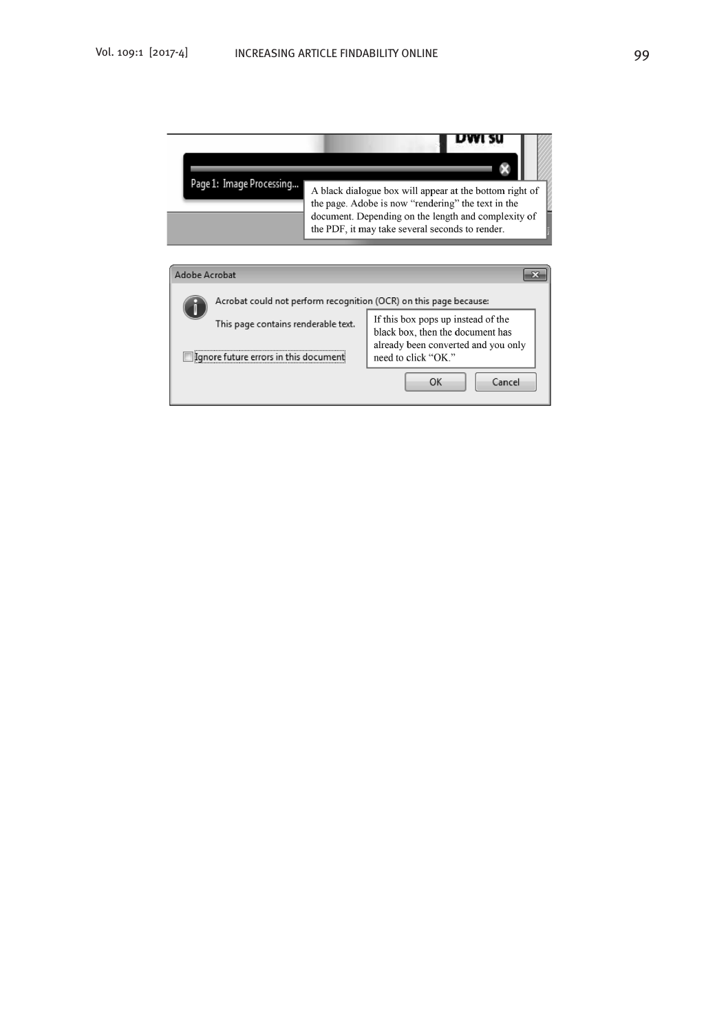Page 1: Image Processing...

A black dialogue box will appear at the bottom right of the page. Adobe is now "rendering" the text in the document. Depending on the length and complexity of the PDF, it may take several seconds to render.

Adobe Acrobat

Acrobat could not perform recognition (OCR) on this page because:

This page contains renderable text.

Ignore future errors in this document

If this box pops up instead of the black box, then the document has already been converted and you only need to click "OK."

OK

Cancel